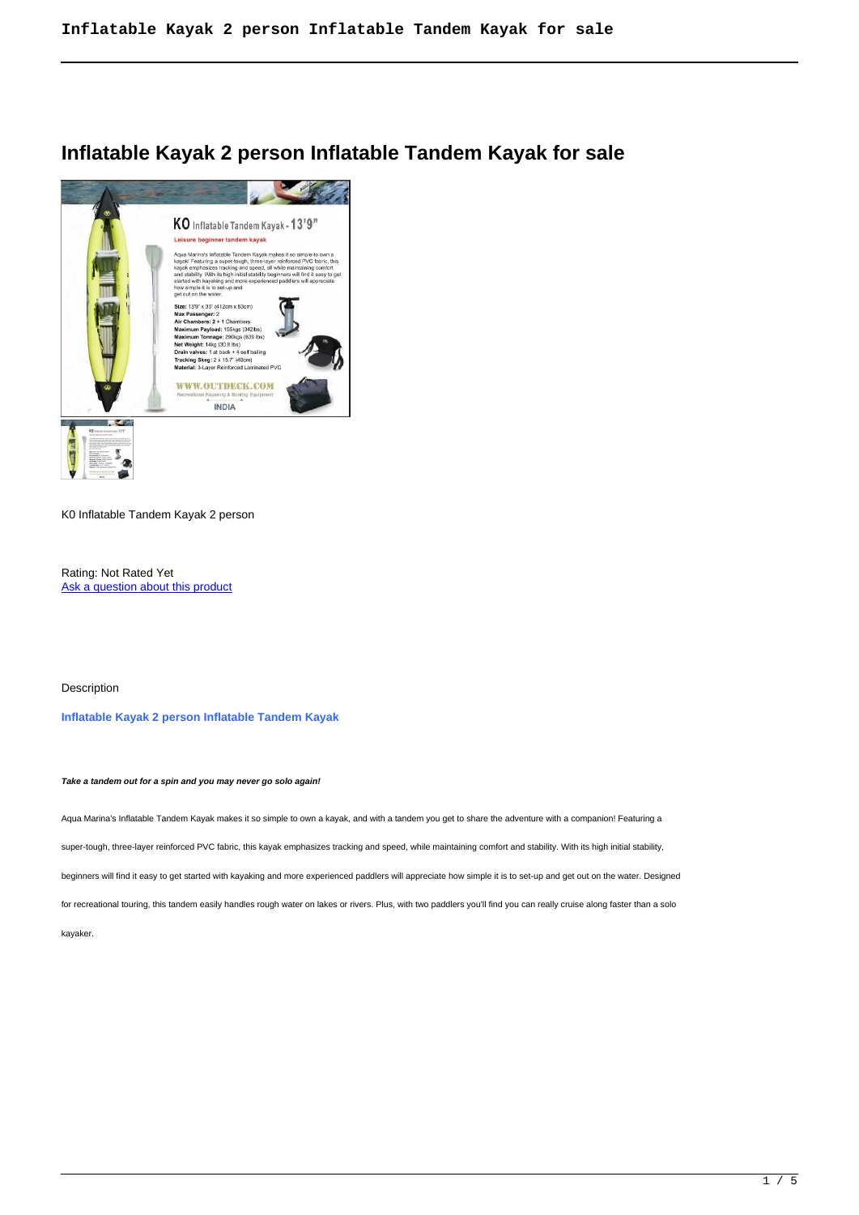# Inflatable Kayak 2 person Inflatable Tandem Kayak for sale

K0 Inflatable Tandem Kayak 2 person

Rating: Not Rated Yet
[Ask a question about this product]

Description

**Inflatable Kayak 2 person Inflatable Tandem Kayak**

***Take a tandem out for a spin and you may never go solo again!***

Aqua Marina's Inflatable Tandem Kayak makes it so simple to own a kayak, and with a tandem you get to share the adventure with a companion! Featuring a super-tough, three-layer reinforced PVC fabric, this kayak emphasizes tracking and speed, while maintaining comfort and stability. With its high initial stability, beginners will find it easy to get started with kayaking and more experienced paddlers will appreciate how simple it is to set-up and get out on the water. Designed for recreational touring, this tandem easily handles rough water on lakes or rivers. Plus, with two paddlers you'll find you can really cruise along faster than a solo kayaker.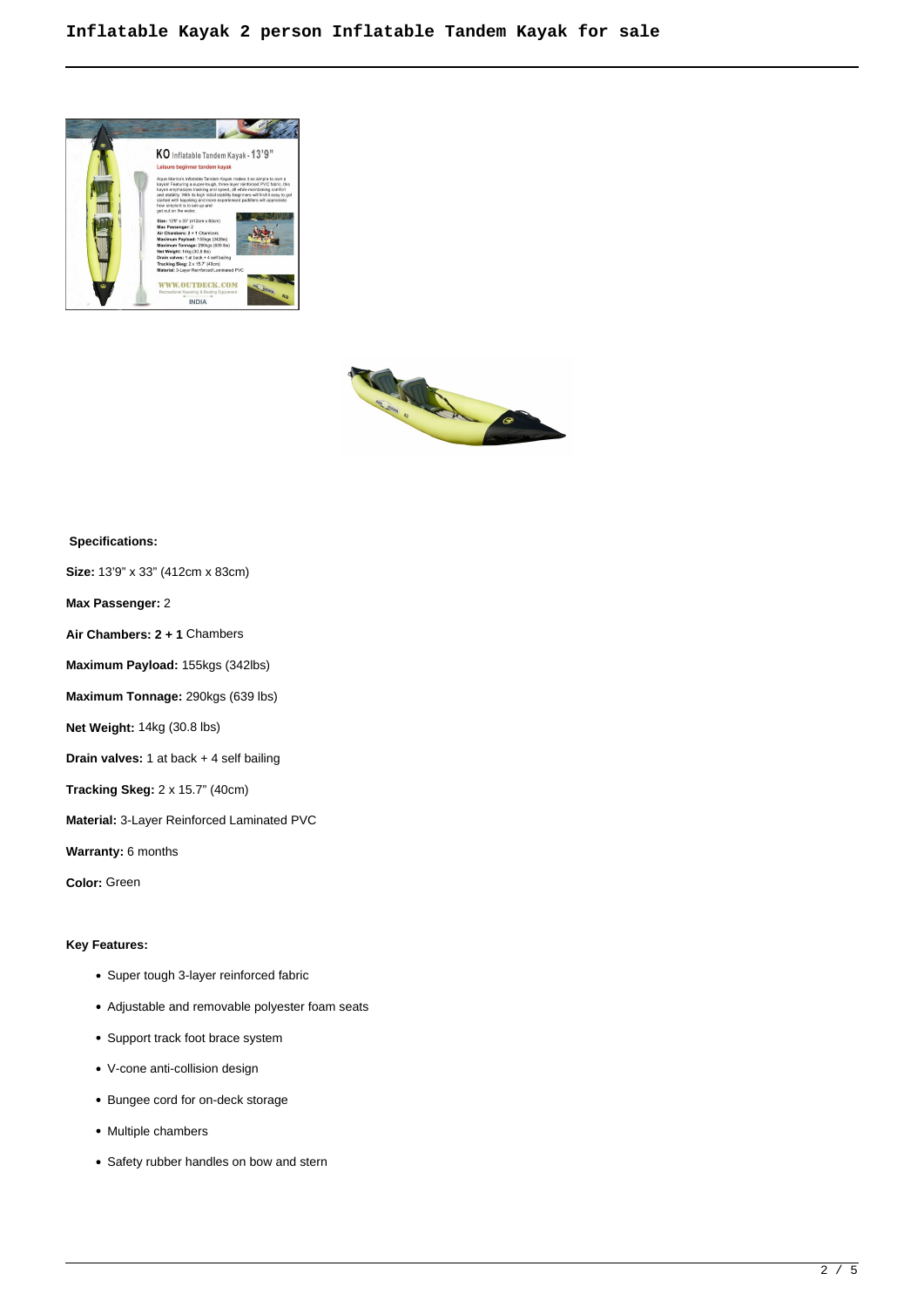# Inflatable Kayak 2 person Inflatable Tandem Kayak for sale

**Specifications:**

**Size:** 13'9" x 33" (412cm x 83cm)

**Max Passenger:** 2

**Air Chambers: 2 + 1** Chambers

**Maximum Payload:** 155kgs (342lbs)

**Maximum Tonnage:** 290kgs (639 lbs)

**Net Weight:** 14kg (30.8 lbs)

**Drain valves:** 1 at back + 4 self bailing

**Tracking Skeg:** 2 x 15.7" (40cm)

**Material:** 3-Layer Reinforced Laminated PVC

**Warranty:** 6 months

**Color:** Green

**Key Features:**

- Super tough 3-layer reinforced fabric
- Adjustable and removable polyester foam seats
- Support track foot brace system
- V-cone anti-collision design
- Bungee cord for on-deck storage
- Multiple chambers
- Safety rubber handles on bow and stern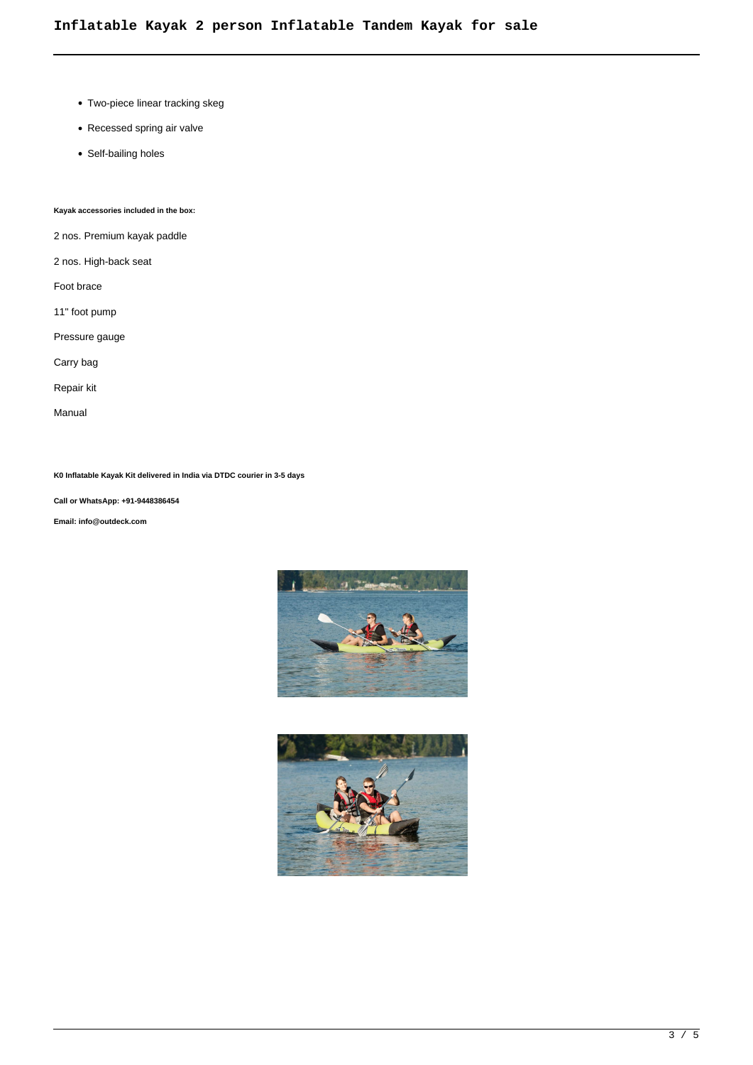- Two-piece linear tracking skeg
- Recessed spring air valve
- Self-bailing holes

**Kayak accessories included in the box:**

2 nos. Premium kayak paddle

2 nos. High-back seat

Foot brace

11" foot pump

Pressure gauge

Carry bag

Repair kit

Manual

**K0 Inflatable Kayak Kit delivered in India via DTDC courier in 3-5 days**

**Call or WhatsApp: +91-9448386454**

**Email: info@outdeck.com**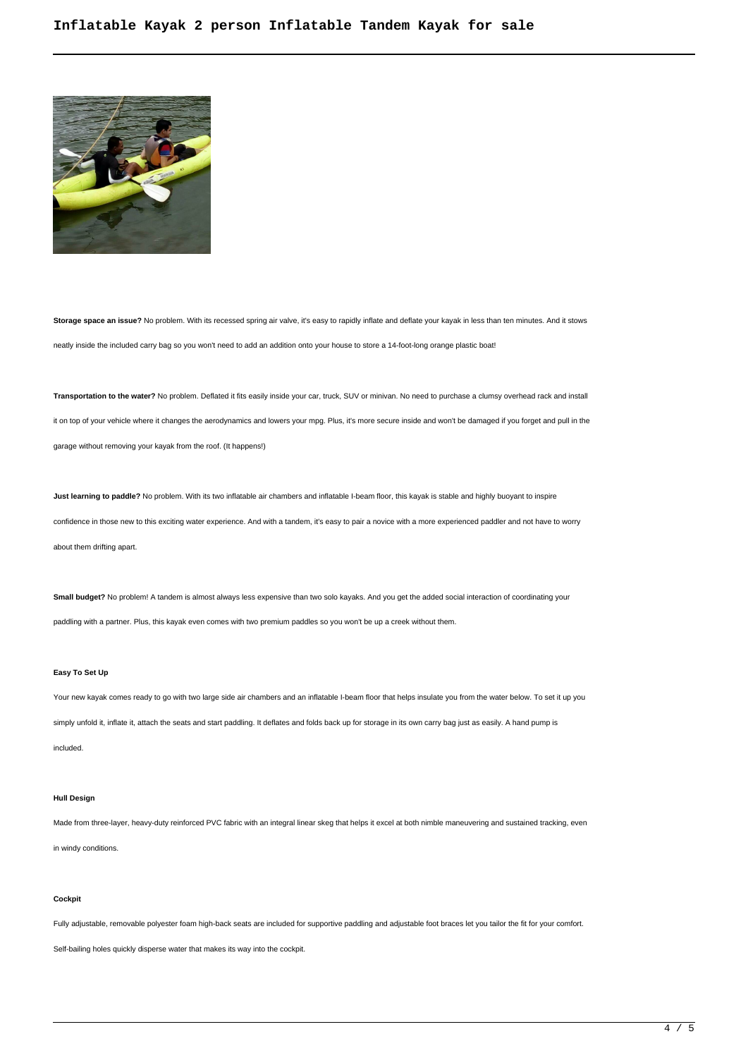**Storage space an issue?** No problem. With its recessed spring air valve, it's easy to rapidly inflate and deflate your kayak in less than ten minutes. And it stows neatly inside the included carry bag so you won't need to add an addition onto your house to store a 14-foot-long orange plastic boat!

**Transportation to the water?** No problem. Deflated it fits easily inside your car, truck, SUV or minivan. No need to purchase a clumsy overhead rack and install it on top of your vehicle where it changes the aerodynamics and lowers your mpg. Plus, it's more secure inside and won't be damaged if you forget and pull in the garage without removing your kayak from the roof. (It happens!)

**Just learning to paddle?** No problem. With its two inflatable air chambers and inflatable I-beam floor, this kayak is stable and highly buoyant to inspire confidence in those new to this exciting water experience. And with a tandem, it's easy to pair a novice with a more experienced paddler and not have to worry about them drifting apart.

**Small budget?** No problem! A tandem is almost always less expensive than two solo kayaks. And you get the added social interaction of coordinating your paddling with a partner. Plus, this kayak even comes with two premium paddles so you won't be up a creek without them.

**Easy To Set Up**

Your new kayak comes ready to go with two large side air chambers and an inflatable I-beam floor that helps insulate you from the water below. To set it up you simply unfold it, inflate it, attach the seats and start paddling. It deflates and folds back up for storage in its own carry bag just as easily. A hand pump is included.

**Hull Design**

Made from three-layer, heavy-duty reinforced PVC fabric with an integral linear skeg that helps it excel at both nimble maneuvering and sustained tracking, even in windy conditions.

**Cockpit**

Fully adjustable, removable polyester foam high-back seats are included for supportive paddling and adjustable foot braces let you tailor the fit for your comfort. Self-bailing holes quickly disperse water that makes its way into the cockpit.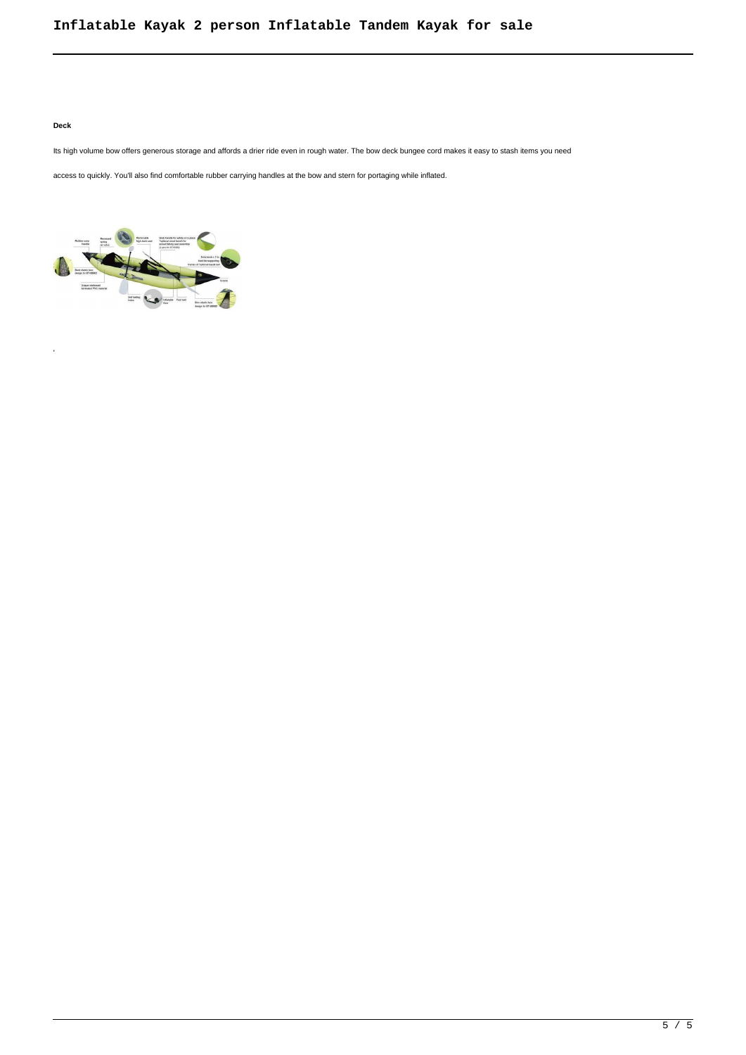**Deck**

Its high volume bow offers generous storage and affords a drier ride even in rough water. The bow deck bungee cord makes it easy to stash items you need

access to quickly. You'll also find comfortable rubber carrying handles at the bow and stern for portaging while inflated.

,